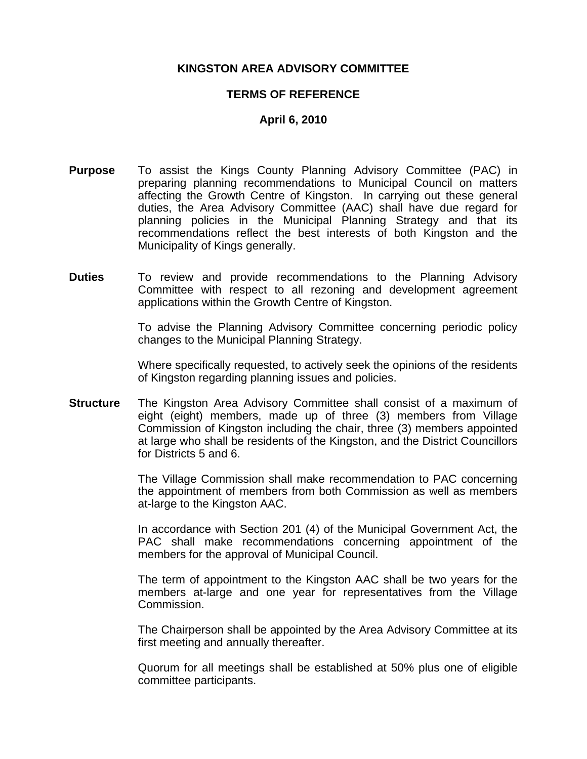**KINGSTON AREA ADVISORY COMMITTEE**

**TERMS OF REFERENCE**

**April 6, 2010**

**Purpose** To assist the Kings County Planning Advisory Committee (PAC) in preparing planning recommendations to Municipal Council on matters affecting the Growth Centre of Kingston. In carrying out these general duties, the Area Advisory Committee (AAC) shall have due regard for planning policies in the Municipal Planning Strategy and that its recommendations reflect the best interests of both Kingston and the Municipality of Kings generally.

**Duties** To review and provide recommendations to the Planning Advisory Committee with respect to all rezoning and development agreement applications within the Growth Centre of Kingston.

To advise the Planning Advisory Committee concerning periodic policy changes to the Municipal Planning Strategy.

Where specifically requested, to actively seek the opinions of the residents of Kingston regarding planning issues and policies.

**Structure** The Kingston Area Advisory Committee shall consist of a maximum of eight (eight) members, made up of three (3) members from Village Commission of Kingston including the chair, three (3) members appointed at large who shall be residents of the Kingston, and the District Councillors for Districts 5 and 6.

The Village Commission shall make recommendation to PAC concerning the appointment of members from both Commission as well as members at-large to the Kingston AAC.

In accordance with Section 201 (4) of the Municipal Government Act, the PAC shall make recommendations concerning appointment of the members for the approval of Municipal Council.

The term of appointment to the Kingston AAC shall be two years for the members at-large and one year for representatives from the Village Commission.

The Chairperson shall be appointed by the Area Advisory Committee at its first meeting and annually thereafter.

Quorum for all meetings shall be established at 50% plus one of eligible committee participants.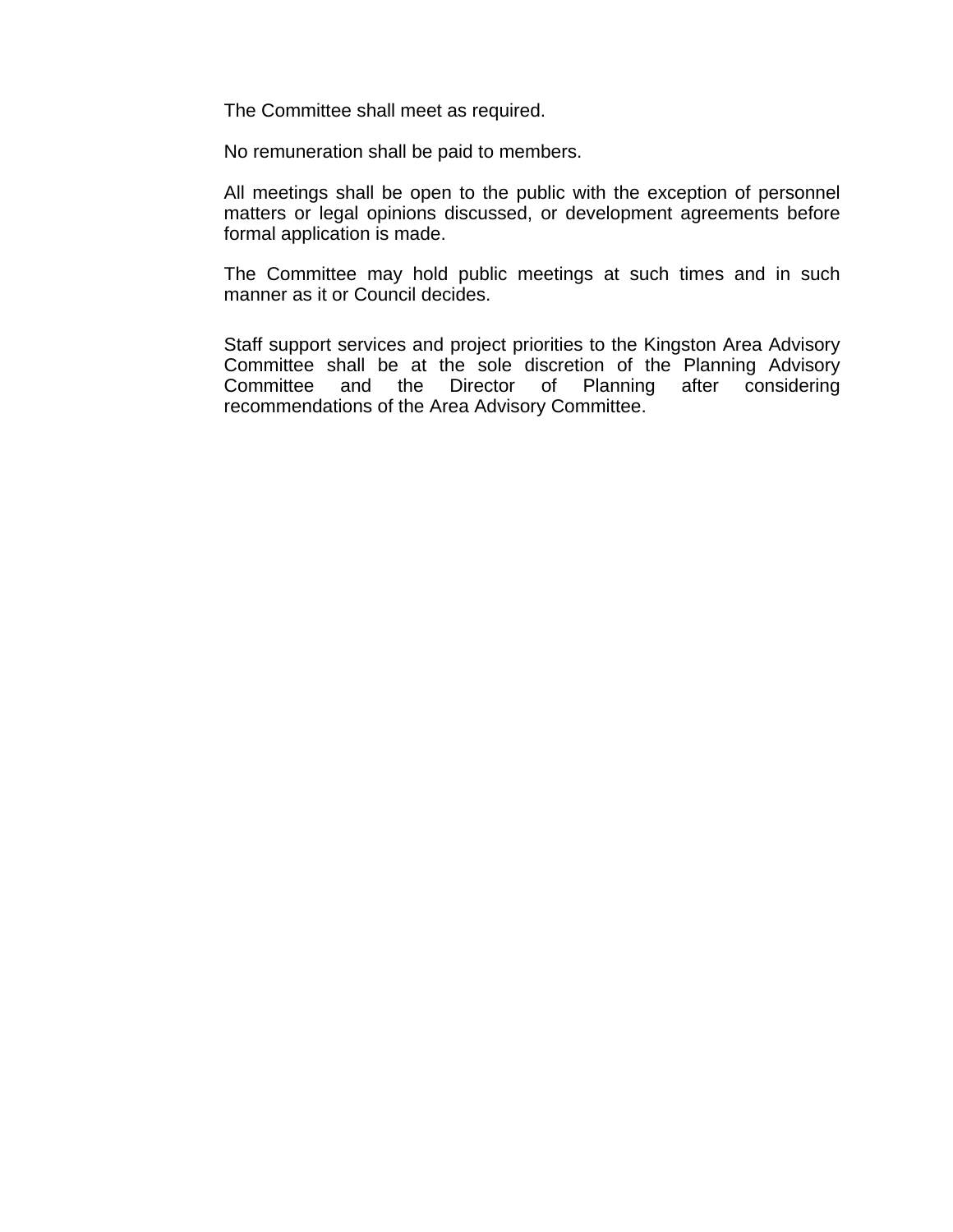The Committee shall meet as required.

No remuneration shall be paid to members.

All meetings shall be open to the public with the exception of personnel matters or legal opinions discussed, or development agreements before formal application is made.

The Committee may hold public meetings at such times and in such manner as it or Council decides.

Staff support services and project priorities to the Kingston Area Advisory Committee shall be at the sole discretion of the Planning Advisory Committee and the Director of Planning after considering recommendations of the Area Advisory Committee.